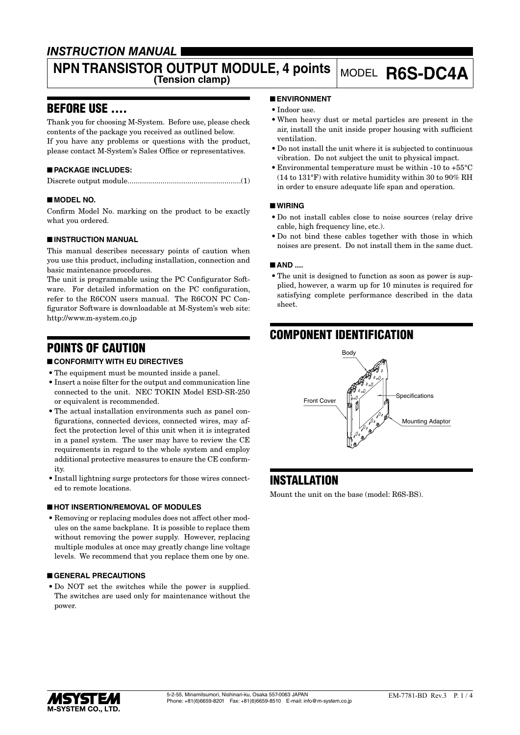## *INSTRUCTION MANUAL*

# NPN TRANSISTOR OUTPUT MODULE, 4 points (Tension clamp) MODEL R6S-DC4A

## BEFORE USE ....

Thank you for choosing M-System. Before use, please check contents of the package you received as outlined below.
If you have any problems or questions with the product, please contact M-System's Sales Office or representatives.

### ■ PACKAGE INCLUDES:

Discrete output module.......................................................(1)

### ■ MODEL NO.

Confirm Model No. marking on the product to be exactly what you ordered.

### ■ INSTRUCTION MANUAL

This manual describes necessary points of caution when you use this product, including installation, connection and basic maintenance procedures.
The unit is programmable using the PC Configurator Software. For detailed information on the PC configuration, refer to the R6CON users manual. The R6CON PC Configurator Software is downloadable at M-System's web site: http://www.m-system.co.jp

## POINTS OF CAUTION

### ■ CONFORMITY WITH EU DIRECTIVES

- The equipment must be mounted inside a panel.
- Insert a noise filter for the output and communication line connected to the unit. NEC TOKIN Model ESD-SR-250 or equivalent is recommended.
- The actual installation environments such as panel configurations, connected devices, connected wires, may affect the protection level of this unit when it is integrated in a panel system. The user may have to review the CE requirements in regard to the whole system and employ additional protective measures to ensure the CE conformity.
- Install lightning surge protectors for those wires connected to remote locations.

### ■ HOT INSERTION/REMOVAL OF MODULES

- Removing or replacing modules does not affect other modules on the same backplane. It is possible to replace them without removing the power supply. However, replacing multiple modules at once may greatly change line voltage levels. We recommend that you replace them one by one.

### ■ GENERAL PRECAUTIONS

- Do NOT set the switches while the power is supplied. The switches are used only for maintenance without the power.

### ■ ENVIRONMENT

- Indoor use.
- When heavy dust or metal particles are present in the air, install the unit inside proper housing with sufficient ventilation.
- Do not install the unit where it is subjected to continuous vibration. Do not subject the unit to physical impact.
- Environmental temperature must be within -10 to +55°C (14 to 131°F) with relative humidity within 30 to 90% RH in order to ensure adequate life span and operation.

### ■ WIRING

- Do not install cables close to noise sources (relay drive cable, high frequency line, etc.).
- Do not bind these cables together with those in which noises are present. Do not install them in the same duct.

### ■ AND ....

- The unit is designed to function as soon as power is supplied, however, a warm up for 10 minutes is required for satisfying complete performance described in the data sheet.

## COMPONENT IDENTIFICATION

Body

Front Cover

Specifications

Mounting Adaptor

## INSTALLATION

Mount the unit on the base (model: R6S-BS).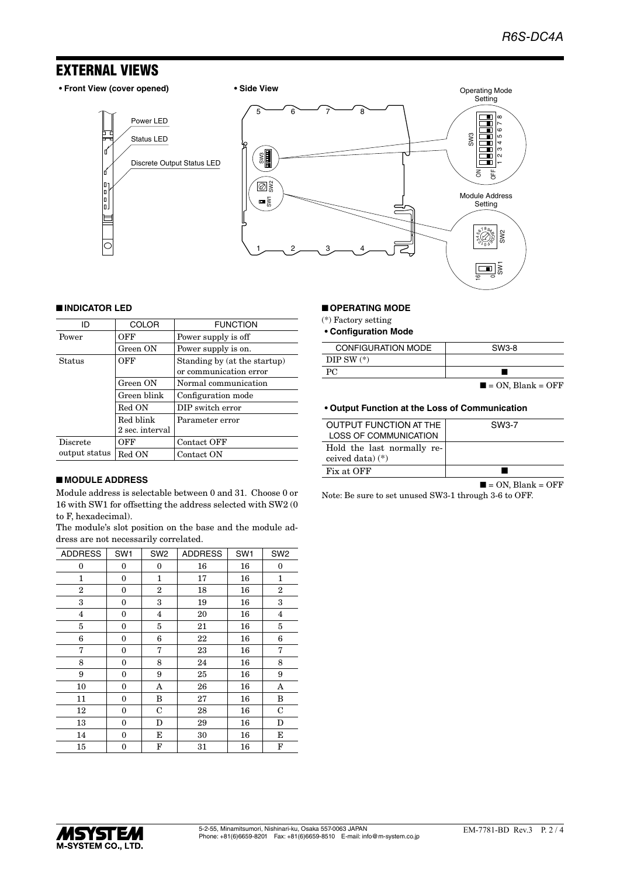# EXTERNAL VIEWS

**• Front View (cover opened)**

Power LED

Status LED

Discrete Output Status LED

**• Side View**

Operating Mode Setting

Module Address Setting

## ■ INDICATOR LED

| ID | COLOR | FUNCTION |
| --- | --- | --- |
| Power | OFF | Power supply is off |
| | Green ON | Power supply is on. |
| Status | OFF | Standing by (at the startup) or communication error |
| | Green ON | Normal communication |
| | Green blink | Configuration mode |
| | Red ON | DIP switch error |
| | Red blink 2 sec. interval | Parameter error |
| Discrete output status | OFF | Contact OFF |
| | Red ON | Contact ON |

## ■ MODULE ADDRESS

Module address is selectable between 0 and 31. Choose 0 or 16 with SW1 for offsetting the address selected with SW2 (0 to F, hexadecimal).

The module's slot position on the base and the module address are not necessarily correlated.

| ADDRESS | SW1 | SW2 | ADDRESS | SW1 | SW2 |
| --- | --- | --- | --- | --- | --- |
| 0 | 0 | 0 | 16 | 16 | 0 |
| 1 | 0 | 1 | 17 | 16 | 1 |
| 2 | 0 | 2 | 18 | 16 | 2 |
| 3 | 0 | 3 | 19 | 16 | 3 |
| 4 | 0 | 4 | 20 | 16 | 4 |
| 5 | 0 | 5 | 21 | 16 | 5 |
| 6 | 0 | 6 | 22 | 16 | 6 |
| 7 | 0 | 7 | 23 | 16 | 7 |
| 8 | 0 | 8 | 24 | 16 | 8 |
| 9 | 0 | 9 | 25 | 16 | 9 |
| 10 | 0 | A | 26 | 16 | A |
| 11 | 0 | B | 27 | 16 | B |
| 12 | 0 | C | 28 | 16 | C |
| 13 | 0 | D | 29 | 16 | D |
| 14 | 0 | E | 30 | 16 | E |
| 15 | 0 | F | 31 | 16 | F |

## ■ OPERATING MODE

(*) Factory setting

**• Configuration Mode**

| CONFIGURATION MODE | SW3-8 |
| --- | --- |
| DIP SW (*) | |
| PC | ■ |

■ = ON, Blank = OFF

**• Output Function at the Loss of Communication**

| OUTPUT FUNCTION AT THE LOSS OF COMMUNICATION | SW3-7 |
| --- | --- |
| Hold the last normally received data) (*) | |
| Fix at OFF | ■ |

■ = ON, Blank = OFF

Note: Be sure to set unused SW3-1 through 3-6 to OFF.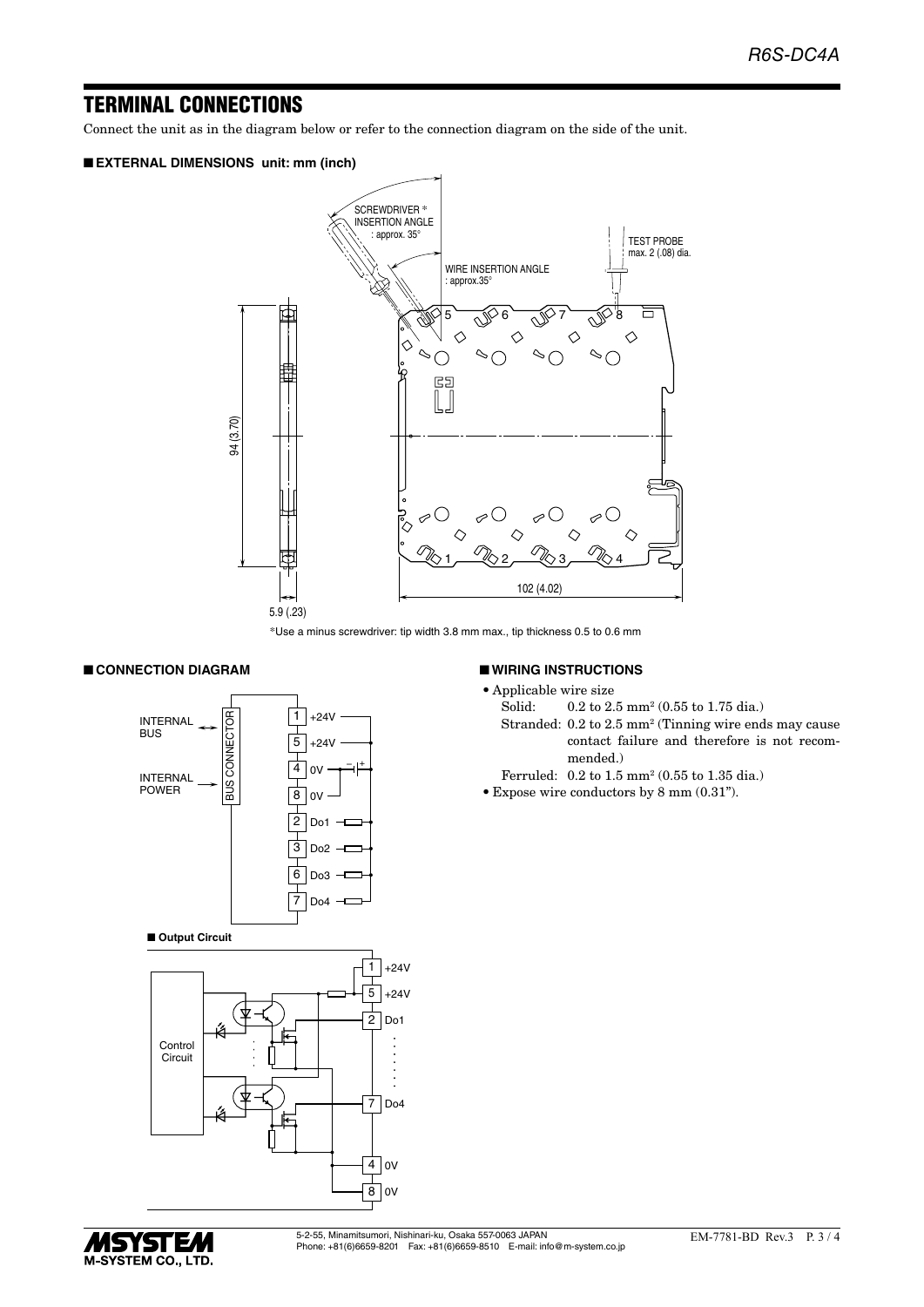## TERMINAL CONNECTIONS

Connect the unit as in the diagram below or refer to the connection diagram on the side of the unit.

### ■ EXTERNAL DIMENSIONS unit: mm (inch)

*Use a minus screwdriver: tip width 3.8 mm max., tip thickness 0.5 to 0.6 mm

### ■ CONNECTION DIAGRAM

### ■ WIRING INSTRUCTIONS

- Applicable wire size
  - Solid: 0.2 to 2.5 mm² (0.55 to 1.75 dia.)
  - Stranded: 0.2 to 2.5 mm² (Tinning wire ends may cause contact failure and therefore is not recommended.)
  - Ferruled: 0.2 to 1.5 mm² (0.55 to 1.35 dia.)
- Expose wire conductors by 8 mm (0.31").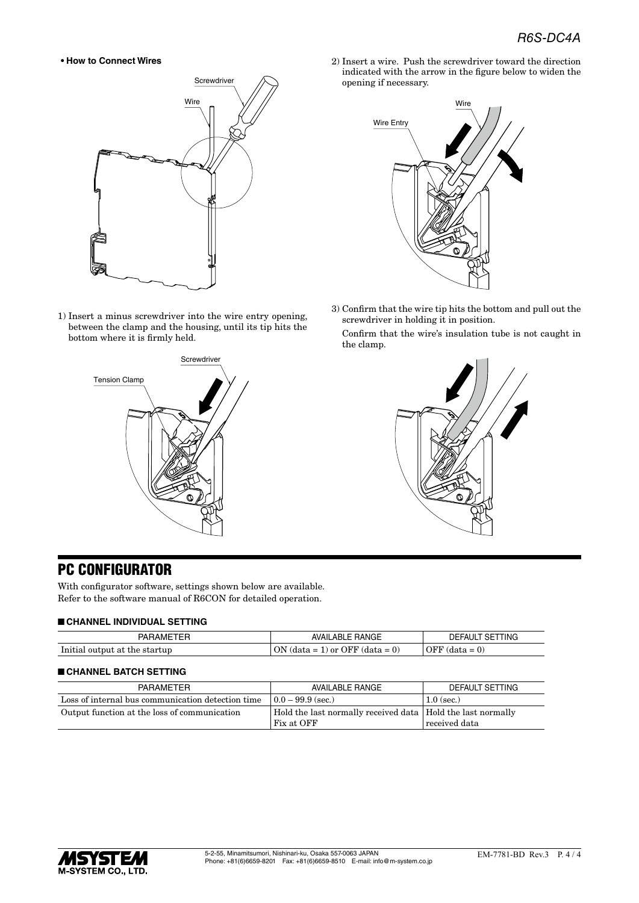• **How to Connect Wires**

Screwdriver

Wire

1) Insert a minus screwdriver into the wire entry opening, between the clamp and the housing, until its tip hits the bottom where it is firmly held.

Screwdriver

Tension Clamp

2) Insert a wire. Push the screwdriver toward the direction indicated with the arrow in the figure below to widen the opening if necessary.

Wire

Wire Entry

3) Confirm that the wire tip hits the bottom and pull out the screwdriver in holding it in position.

Confirm that the wire's insulation tube is not caught in the clamp.

# PC CONFIGURATOR

With configurator software, settings shown below are available.
Refer to the software manual of R6CON for detailed operation.

### ■ CHANNEL INDIVIDUAL SETTING

| PARAMETER | AVAILABLE RANGE | DEFAULT SETTING |
|---|---|---|
| Initial output at the startup | ON (data = 1) or OFF (data = 0) | OFF (data = 0) |

### ■ CHANNEL BATCH SETTING

| PARAMETER | AVAILABLE RANGE | DEFAULT SETTING |
|---|---|---|
| Loss of internal bus communication detection time | 0.0 – 99.9 (sec.) | 1.0 (sec.) |
| Output function at the loss of communication | Hold the last normally received data<br>Fix at OFF | Hold the last normally received data |